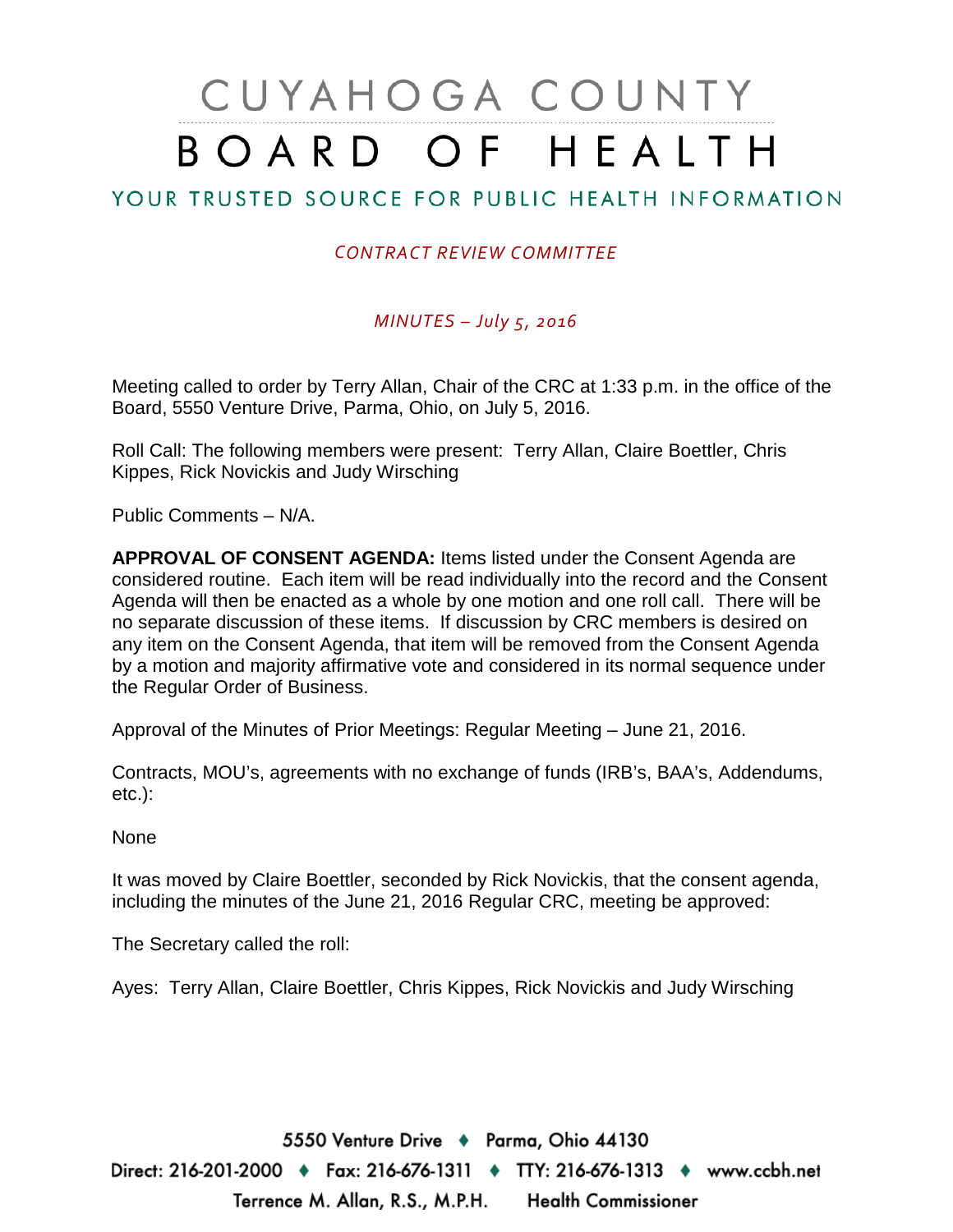# CUYAHOGA COUNTY BOARD OF HEALTH

## YOUR TRUSTED SOURCE FOR PUBLIC HEALTH INFORMATION

*CONTRACT REVIEW COMMITTEE*

*MINUTES – July 5, 2016*

Meeting called to order by Terry Allan, Chair of the CRC at 1:33 p.m. in the office of the Board, 5550 Venture Drive, Parma, Ohio, on July 5, 2016.

Roll Call: The following members were present: Terry Allan, Claire Boettler, Chris Kippes, Rick Novickis and Judy Wirsching

Public Comments – N/A.

**APPROVAL OF CONSENT AGENDA:** Items listed under the Consent Agenda are considered routine. Each item will be read individually into the record and the Consent Agenda will then be enacted as a whole by one motion and one roll call. There will be no separate discussion of these items. If discussion by CRC members is desired on any item on the Consent Agenda, that item will be removed from the Consent Agenda by a motion and majority affirmative vote and considered in its normal sequence under the Regular Order of Business.

Approval of the Minutes of Prior Meetings: Regular Meeting – June 21, 2016.

Contracts, MOU's, agreements with no exchange of funds (IRB's, BAA's, Addendums, etc.):

None

It was moved by Claire Boettler, seconded by Rick Novickis, that the consent agenda, including the minutes of the June 21, 2016 Regular CRC, meeting be approved:

The Secretary called the roll:

Ayes: Terry Allan, Claire Boettler, Chris Kippes, Rick Novickis and Judy Wirsching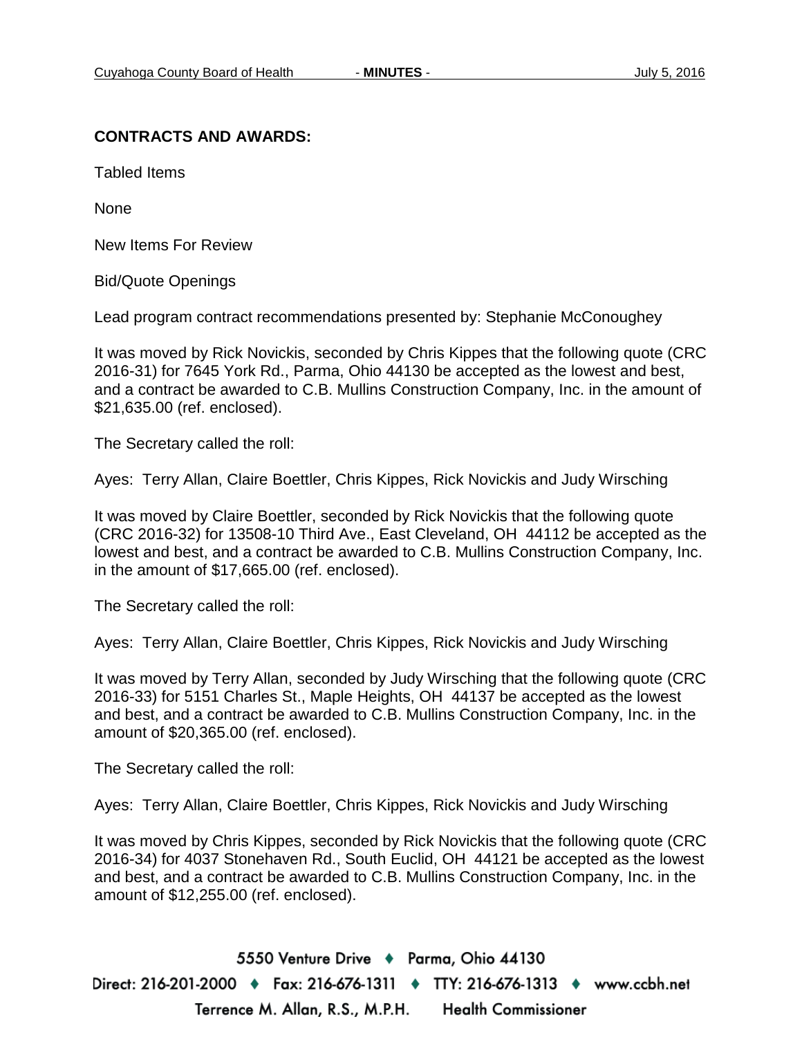**CONTRACTS AND AWARDS:**

Tabled Items

None

New Items For Review

Bid/Quote Openings

Lead program contract recommendations presented by: Stephanie McConoughey

It was moved by Rick Novickis, seconded by Chris Kippes that the following quote (CRC 2016-31) for 7645 York Rd., Parma, Ohio 44130 be accepted as the lowest and best, and a contract be awarded to C.B. Mullins Construction Company, Inc. in the amount of $21,635.00 (ref. enclosed).

The Secretary called the roll:

Ayes: Terry Allan, Claire Boettler, Chris Kippes, Rick Novickis and Judy Wirsching

It was moved by Claire Boettler, seconded by Rick Novickis that the following quote (CRC 2016-32) for 13508-10 Third Ave., East Cleveland, OH 44112 be accepted as the lowest and best, and a contract be awarded to C.B. Mullins Construction Company, Inc. in the amount of $17,665.00 (ref. enclosed).

The Secretary called the roll:

Ayes: Terry Allan, Claire Boettler, Chris Kippes, Rick Novickis and Judy Wirsching

It was moved by Terry Allan, seconded by Judy Wirsching that the following quote (CRC 2016-33) for 5151 Charles St., Maple Heights, OH 44137 be accepted as the lowest and best, and a contract be awarded to C.B. Mullins Construction Company, Inc. in the amount of $20,365.00 (ref. enclosed).

The Secretary called the roll:

Ayes: Terry Allan, Claire Boettler, Chris Kippes, Rick Novickis and Judy Wirsching

It was moved by Chris Kippes, seconded by Rick Novickis that the following quote (CRC 2016-34) for 4037 Stonehaven Rd., South Euclid, OH 44121 be accepted as the lowest and best, and a contract be awarded to C.B. Mullins Construction Company, Inc. in the amount of $12,255.00 (ref. enclosed).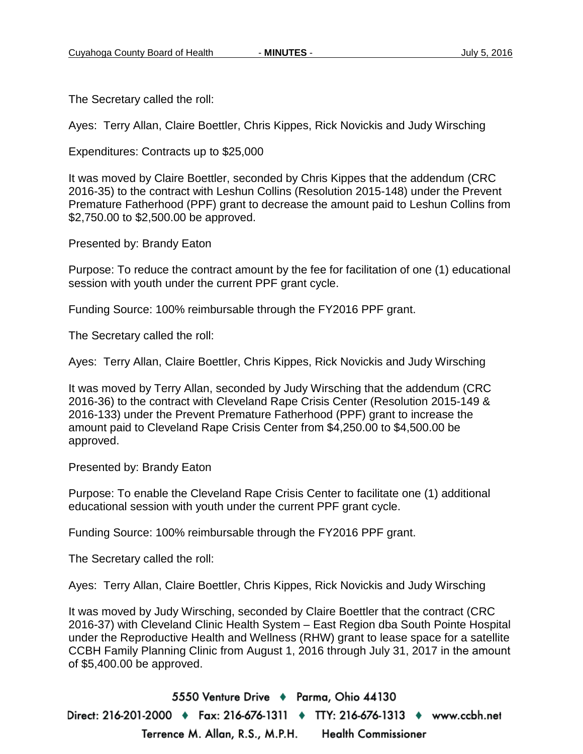The Secretary called the roll:

Ayes: Terry Allan, Claire Boettler, Chris Kippes, Rick Novickis and Judy Wirsching

Expenditures: Contracts up to $25,000

It was moved by Claire Boettler, seconded by Chris Kippes that the addendum (CRC 2016-35) to the contract with Leshun Collins (Resolution 2015-148) under the Prevent Premature Fatherhood (PPF) grant to decrease the amount paid to Leshun Collins from $2,750.00 to $2,500.00 be approved.

Presented by: Brandy Eaton

Purpose: To reduce the contract amount by the fee for facilitation of one (1) educational session with youth under the current PPF grant cycle.

Funding Source: 100% reimbursable through the FY2016 PPF grant.

The Secretary called the roll:

Ayes: Terry Allan, Claire Boettler, Chris Kippes, Rick Novickis and Judy Wirsching

It was moved by Terry Allan, seconded by Judy Wirsching that the addendum (CRC 2016-36) to the contract with Cleveland Rape Crisis Center (Resolution 2015-149 & 2016-133) under the Prevent Premature Fatherhood (PPF) grant to increase the amount paid to Cleveland Rape Crisis Center from $4,250.00 to $4,500.00 be approved.

Presented by: Brandy Eaton

Purpose: To enable the Cleveland Rape Crisis Center to facilitate one (1) additional educational session with youth under the current PPF grant cycle.

Funding Source: 100% reimbursable through the FY2016 PPF grant.

The Secretary called the roll:

Ayes: Terry Allan, Claire Boettler, Chris Kippes, Rick Novickis and Judy Wirsching

It was moved by Judy Wirsching, seconded by Claire Boettler that the contract (CRC 2016-37) with Cleveland Clinic Health System – East Region dba South Pointe Hospital under the Reproductive Health and Wellness (RHW) grant to lease space for a satellite CCBH Family Planning Clinic from August 1, 2016 through July 31, 2017 in the amount of $5,400.00 be approved.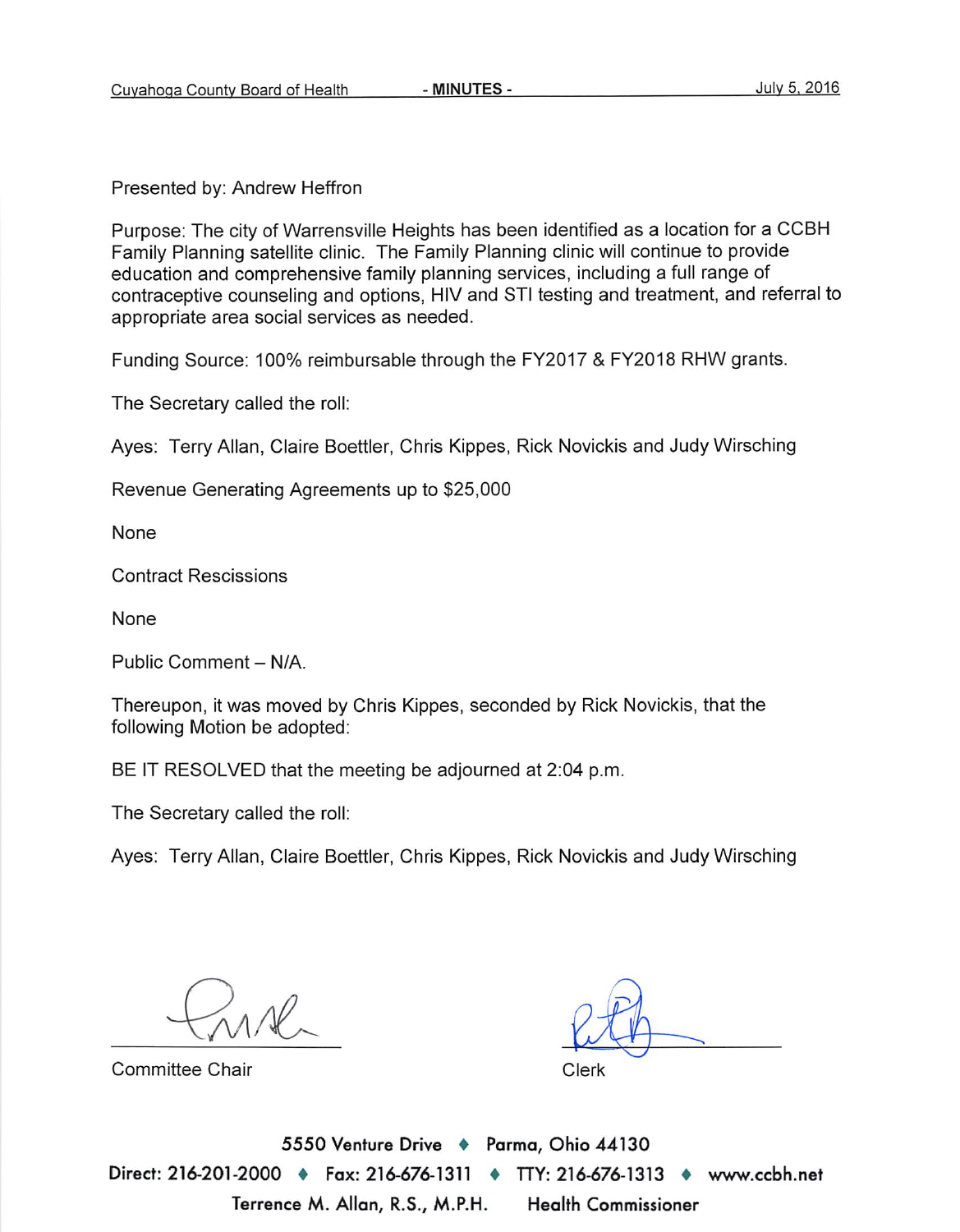Presented by: Andrew Heffron

Purpose: The city of Warrensville Heights has been identified as a location for a CCBH Family Planning satellite clinic. The Family Planning clinic will continue to provide education and comprehensive family planning services, including a full range of contraceptive counseling and options, HIV and STI testing and treatment, and referral to appropriate area social services as needed.

Funding Source: 100% reimbursable through the FY2017 & FY2018 RHW grants.

The Secretary called the roll:

Ayes: Terry Allan, Claire Boettler, Chris Kippes, Rick Novickis and Judy Wirsching

Revenue Generating Agreements up to $25,000

None

Contract Rescissions

None

Public Comment – N/A.

Thereupon, it was moved by Chris Kippes, seconded by Rick Novickis, that the following Motion be adopted:

BE IT RESOLVED that the meeting be adjourned at 2:04 p.m.

The Secretary called the roll:

Ayes: Terry Allan, Claire Boettler, Chris Kippes, Rick Novickis and Judy Wirsching

Committee Chair

Clerk

5550 Venture Drive ♦ Parma, Ohio 44130

Direct: 216-201-2000 ♦ Fax: 216-676-1311 ♦ TTY: 216-676-1313 ♦ www.ccbh.net

Terrence M. Allan, R.S., M.P.H. Health Commissioner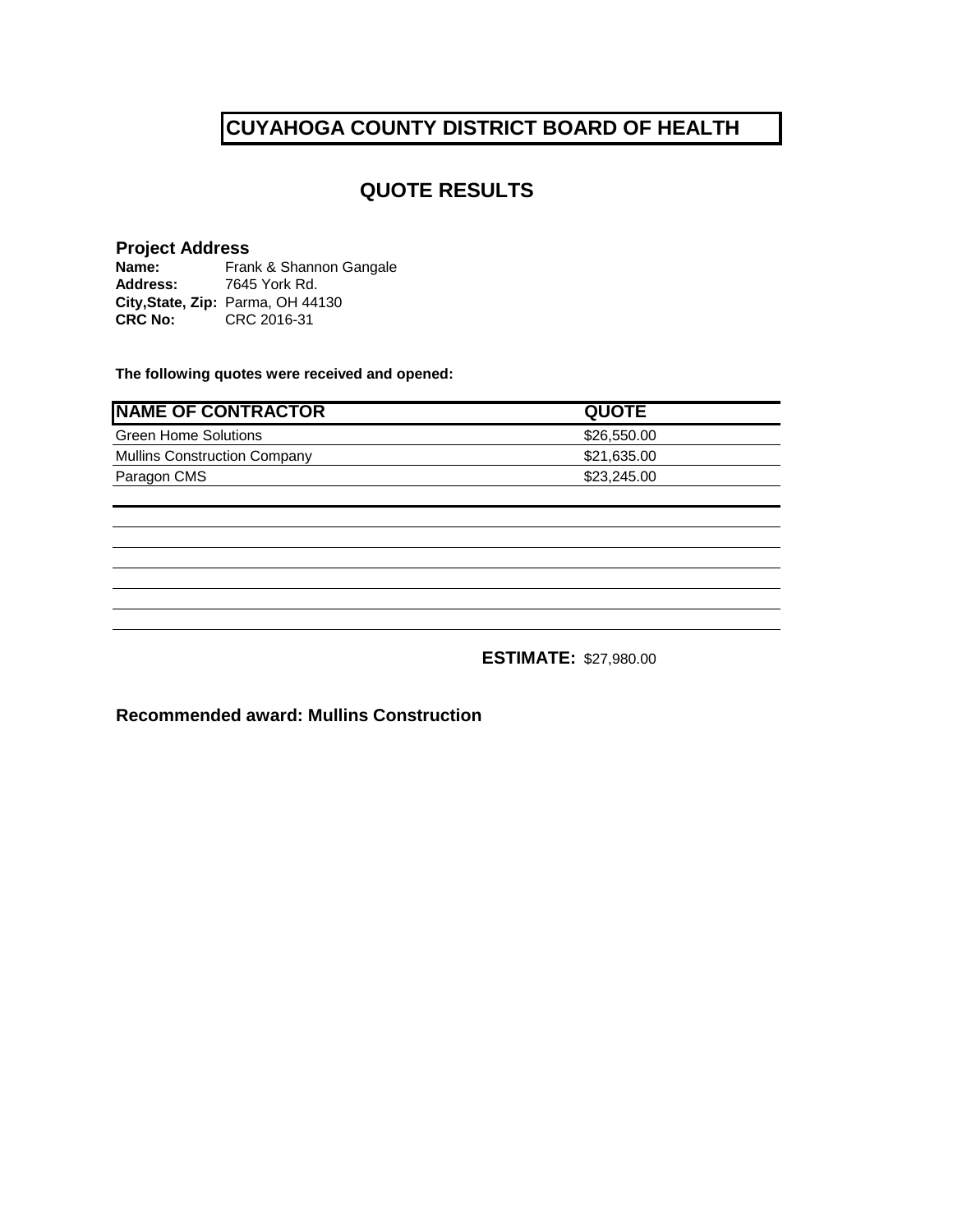# CUYAHOGA COUNTY DISTRICT BOARD OF HEALTH

## QUOTE RESULTS

**Project Address**

**Name:** Frank & Shannon Gangale
**Address:** 7645 York Rd.
**City,State, Zip:** Parma, OH 44130
**CRC No:** CRC 2016-31

**The following quotes were received and opened:**

| NAME OF CONTRACTOR | QUOTE |
|---|---|
| Green Home Solutions | $26,550.00 |
| Mullins Construction Company | $21,635.00 |
| Paragon CMS | $23,245.00 |

**ESTIMATE:** $27,980.00

**Recommended award: Mullins Construction**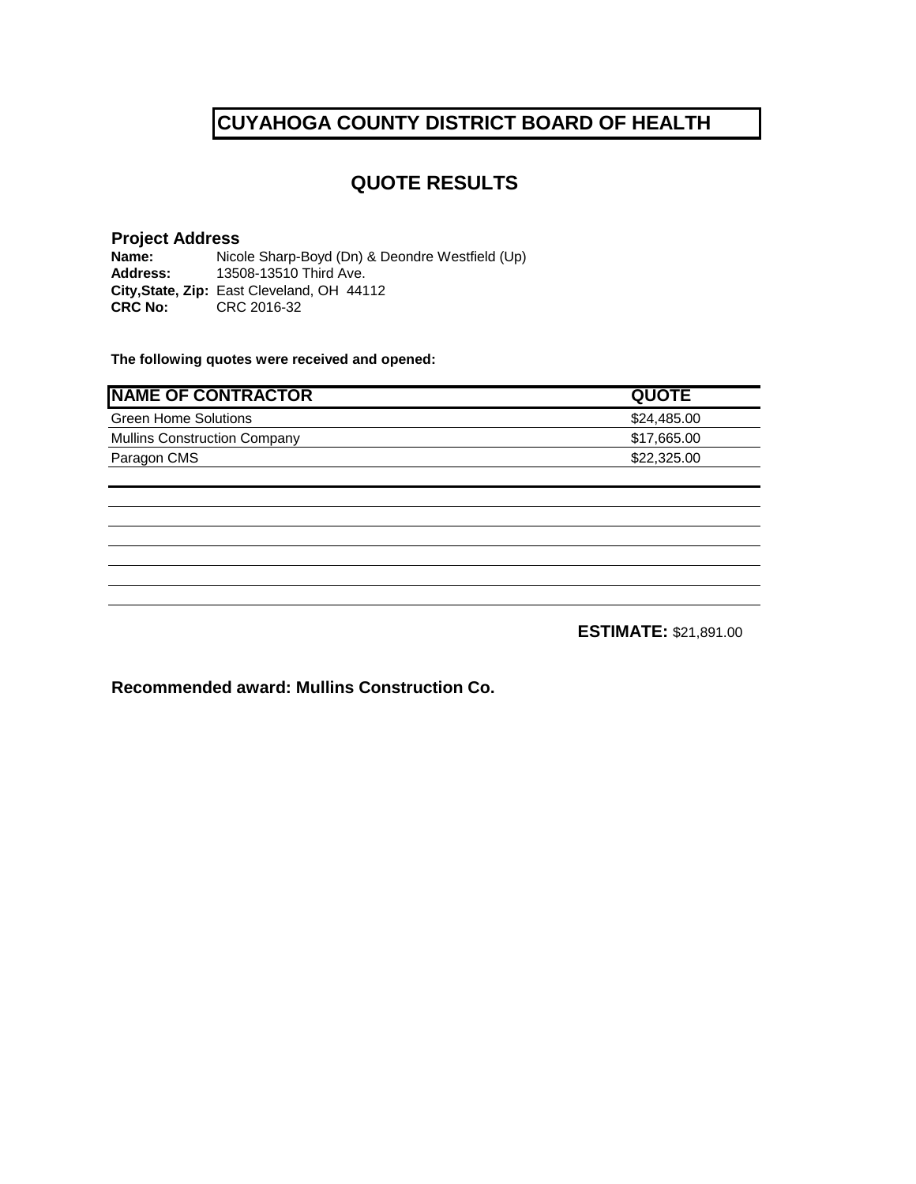# CUYAHOGA COUNTY DISTRICT BOARD OF HEALTH

## QUOTE RESULTS

**Project Address**

**Name:** Nicole Sharp-Boyd (Dn) & Deondre Westfield (Up)
**Address:** 13508-13510 Third Ave.
**City,State, Zip:** East Cleveland, OH 44112
**CRC No:** CRC 2016-32

**The following quotes were received and opened:**

| NAME OF CONTRACTOR | QUOTE |
|---|---|
| Green Home Solutions | $24,485.00 |
| Mullins Construction Company | $17,665.00 |
| Paragon CMS | $22,325.00 |

**ESTIMATE:** $21,891.00

**Recommended award: Mullins Construction Co.**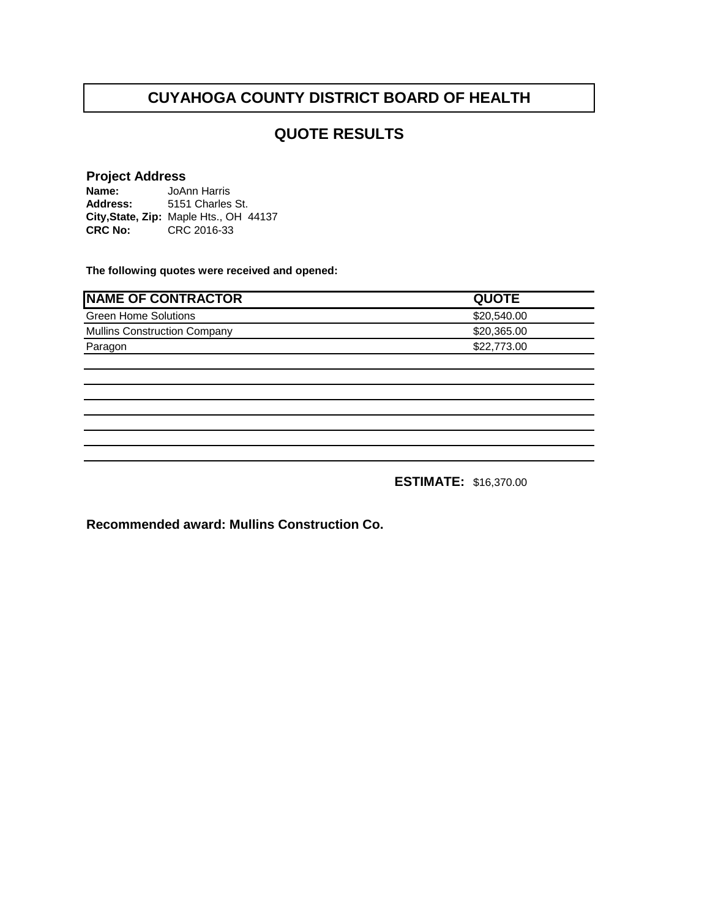# CUYAHOGA COUNTY DISTRICT BOARD OF HEALTH

## QUOTE RESULTS

### Project Address

**Name:** JoAnn Harris
**Address:** 5151 Charles St.
**City,State, Zip:** Maple Hts., OH 44137
**CRC No:** CRC 2016-33

**The following quotes were received and opened:**

| NAME OF CONTRACTOR | QUOTE |
| --- | --- |
| Green Home Solutions | $20,540.00 |
| Mullins Construction Company | $20,365.00 |
| Paragon | $22,773.00 |

**ESTIMATE:** $16,370.00

**Recommended award: Mullins Construction Co.**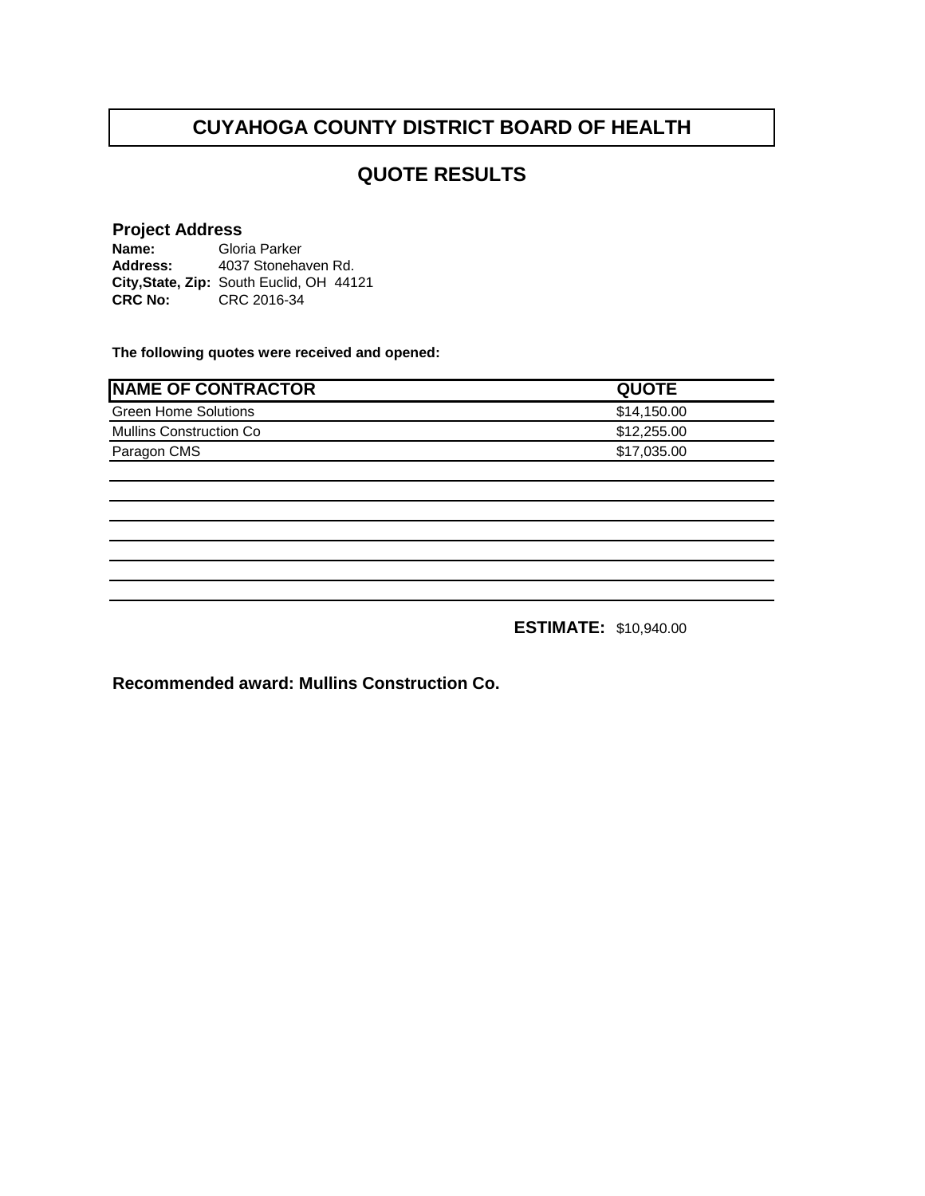# CUYAHOGA COUNTY DISTRICT BOARD OF HEALTH

## QUOTE RESULTS

### Project Address

**Name:** Gloria Parker
**Address:** 4037 Stonehaven Rd.
**City,State, Zip:** South Euclid, OH 44121
**CRC No:** CRC 2016-34

**The following quotes were received and opened:**

| NAME OF CONTRACTOR | QUOTE |
| --- | --- |
| Green Home Solutions | $14,150.00 |
| Mullins Construction Co | $12,255.00 |
| Paragon CMS | $17,035.00 |

**ESTIMATE:** $10,940.00

**Recommended award: Mullins Construction Co.**